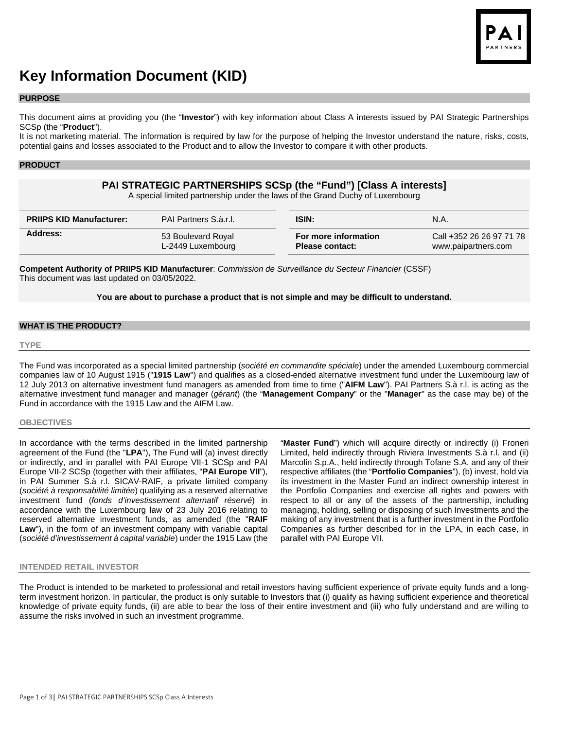# Key Information Document (KID)

## PURPOSE

This document aims at providing you (the "**Investor**") with key information about Class A interests issued by PAI Strategic Partnerships SCSp (the "**Product**").
It is not marketing material. The information is required by law for the purpose of helping the Investor understand the nature, risks, costs, potential gains and losses associated to the Product and to allow the Investor to compare it with other products.

## PRODUCT

### PAI STRATEGIC PARTNERSHIPS SCSp (the "Fund") [Class A interests]

A special limited partnership under the laws of the Grand Duchy of Luxembourg

| | | | |
|---|---|---|---|
| **PRIIPS KID Manufacturer:** | PAI Partners S.à.r.l. | **ISIN:** | N.A. |
| **Address:** | 53 Boulevard Royal<br>L-2449 Luxembourg | **For more information Please contact:** | Call +352 26 26 97 71 78<br>www.paipartners.com |

**Competent Authority of PRIIPS KID Manufacturer**: *Commission de Surveillance du Secteur Financier* (CSSF)
This document was last updated on 03/05/2022.

**You are about to purchase a product that is not simple and may be difficult to understand.**

## WHAT IS THE PRODUCT?

### TYPE

The Fund was incorporated as a special limited partnership (*société en commandite spéciale*) under the amended Luxembourg commercial companies law of 10 August 1915 ("**1915 Law**") and qualifies as a closed-ended alternative investment fund under the Luxembourg law of 12 July 2013 on alternative investment fund managers as amended from time to time ("**AIFM Law**"). PAI Partners S.à r.l. is acting as the alternative investment fund manager and manager (*gérant*) (the "**Management Company**" or the "**Manager**" as the case may be) of the Fund in accordance with the 1915 Law and the AIFM Law.

### OBJECTIVES

In accordance with the terms described in the limited partnership agreement of the Fund (the "**LPA**"), The Fund will (a) invest directly or indirectly, and in parallel with PAI Europe VII-1 SCSp and PAI Europe VII-2 SCSp (together with their affiliates, "**PAI Europe VII**"), in PAI Summer S.à r.l. SICAV-RAIF, a private limited company (*société à responsabilité limitée*) qualifying as a reserved alternative investment fund (*fonds d'investissement alternatif réservé*) in accordance with the Luxembourg law of 23 July 2016 relating to reserved alternative investment funds, as amended (the "**RAIF Law**"), in the form of an investment company with variable capital (*société d'investissement à capital variable*) under the 1915 Law (the "**Master Fund**") which will acquire directly or indirectly (i) Froneri Limited, held indirectly through Riviera Investments S.à r.l. and (ii) Marcolin S.p.A., held indirectly through Tofane S.A. and any of their respective affiliates (the "**Portfolio Companies**"), (b) invest, hold via its investment in the Master Fund an indirect ownership interest in the Portfolio Companies and exercise all rights and powers with respect to all or any of the assets of the partnership, including managing, holding, selling or disposing of such Investments and the making of any investment that is a further investment in the Portfolio Companies as further described for in the LPA, in each case, in parallel with PAI Europe VII.

### INTENDED RETAIL INVESTOR

The Product is intended to be marketed to professional and retail investors having sufficient experience of private equity funds and a long-term investment horizon. In particular, the product is only suitable to Investors that (i) qualify as having sufficient experience and theoretical knowledge of private equity funds, (ii) are able to bear the loss of their entire investment and (iii) who fully understand and are willing to assume the risks involved in such an investment programme.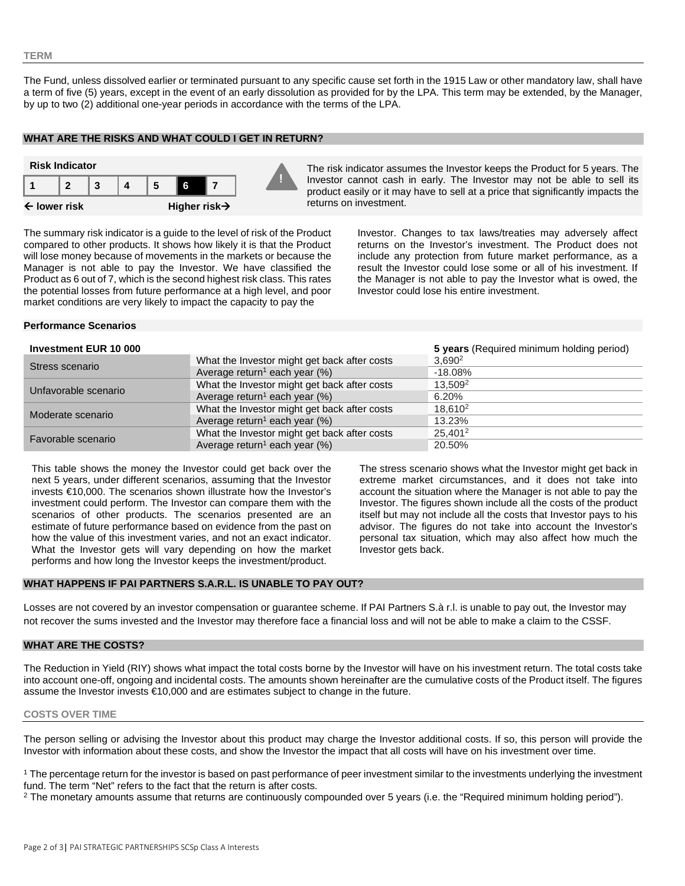### TERM

The Fund, unless dissolved earlier or terminated pursuant to any specific cause set forth in the 1915 Law or other mandatory law, shall have a term of five (5) years, except in the event of an early dissolution as provided for by the LPA. This term may be extended, by the Manager, by up to two (2) additional one-year periods in accordance with the terms of the LPA.

## WHAT ARE THE RISKS AND WHAT COULD I GET IN RETURN?

**Risk Indicator**

| 1 | 2 | 3 | 4 | 5 | **6** | 7 |
|---|---|---|---|---|---|---|

**← lower risk** **Higher risk→**

The risk indicator assumes the Investor keeps the Product for 5 years. The Investor cannot cash in early. The Investor may not be able to sell its product easily or it may have to sell at a price that significantly impacts the returns on investment.

The summary risk indicator is a guide to the level of risk of the Product compared to other products. It shows how likely it is that the Product will lose money because of movements in the markets or because the Manager is not able to pay the Investor. We have classified the Product as 6 out of 7, which is the second highest risk class. This rates the potential losses from future performance at a high level, and poor market conditions are very likely to impact the capacity to pay the Investor. Changes to tax laws/treaties may adversely affect returns on the Investor's investment. The Product does not include any protection from future market performance, as a result the Investor could lose some or all of his investment. If the Manager is not able to pay the Investor what is owed, the Investor could lose his entire investment.

### Performance Scenarios

| Investment EUR 10 000 | | **5 years** (Required minimum holding period) |
|---|---|---|
| Stress scenario | What the Investor might get back after costs | 3,690[2] |
| | Average return[1] each year (%) | -18.08% |
| Unfavorable scenario | What the Investor might get back after costs | 13,509[2] |
| | Average return[1] each year (%) | 6.20% |
| Moderate scenario | What the Investor might get back after costs | 18,610[2] |
| | Average return[1] each year (%) | 13.23% |
| Favorable scenario | What the Investor might get back after costs | 25,401[2] |
| | Average return[1] each year (%) | 20.50% |

This table shows the money the Investor could get back over the next 5 years, under different scenarios, assuming that the Investor invests €10,000. The scenarios shown illustrate how the Investor's investment could perform. The Investor can compare them with the scenarios of other products. The scenarios presented are an estimate of future performance based on evidence from the past on how the value of this investment varies, and not an exact indicator. What the Investor gets will vary depending on how the market performs and how long the Investor keeps the investment/product.

The stress scenario shows what the Investor might get back in extreme market circumstances, and it does not take into account the situation where the Manager is not able to pay the Investor. The figures shown include all the costs of the product itself but may not include all the costs that Investor pays to his advisor. The figures do not take into account the Investor's personal tax situation, which may also affect how much the Investor gets back.

## WHAT HAPPENS IF PAI PARTNERS S.A.R.L. IS UNABLE TO PAY OUT?

Losses are not covered by an investor compensation or guarantee scheme. If PAI Partners S.à r.l. is unable to pay out, the Investor may not recover the sums invested and the Investor may therefore face a financial loss and will not be able to make a claim to the CSSF.

## WHAT ARE THE COSTS?

The Reduction in Yield (RIY) shows what impact the total costs borne by the Investor will have on his investment return. The total costs take into account one-off, ongoing and incidental costs. The amounts shown hereinafter are the cumulative costs of the Product itself. The figures assume the Investor invests €10,000 and are estimates subject to change in the future.

### COSTS OVER TIME

The person selling or advising the Investor about this product may charge the Investor additional costs. If so, this person will provide the Investor with information about these costs, and show the Investor the impact that all costs will have on his investment over time.

[1] The percentage return for the investor is based on past performance of peer investment similar to the investments underlying the investment fund. The term "Net" refers to the fact that the return is after costs.

[2] The monetary amounts assume that returns are continuously compounded over 5 years (i.e. the "Required minimum holding period").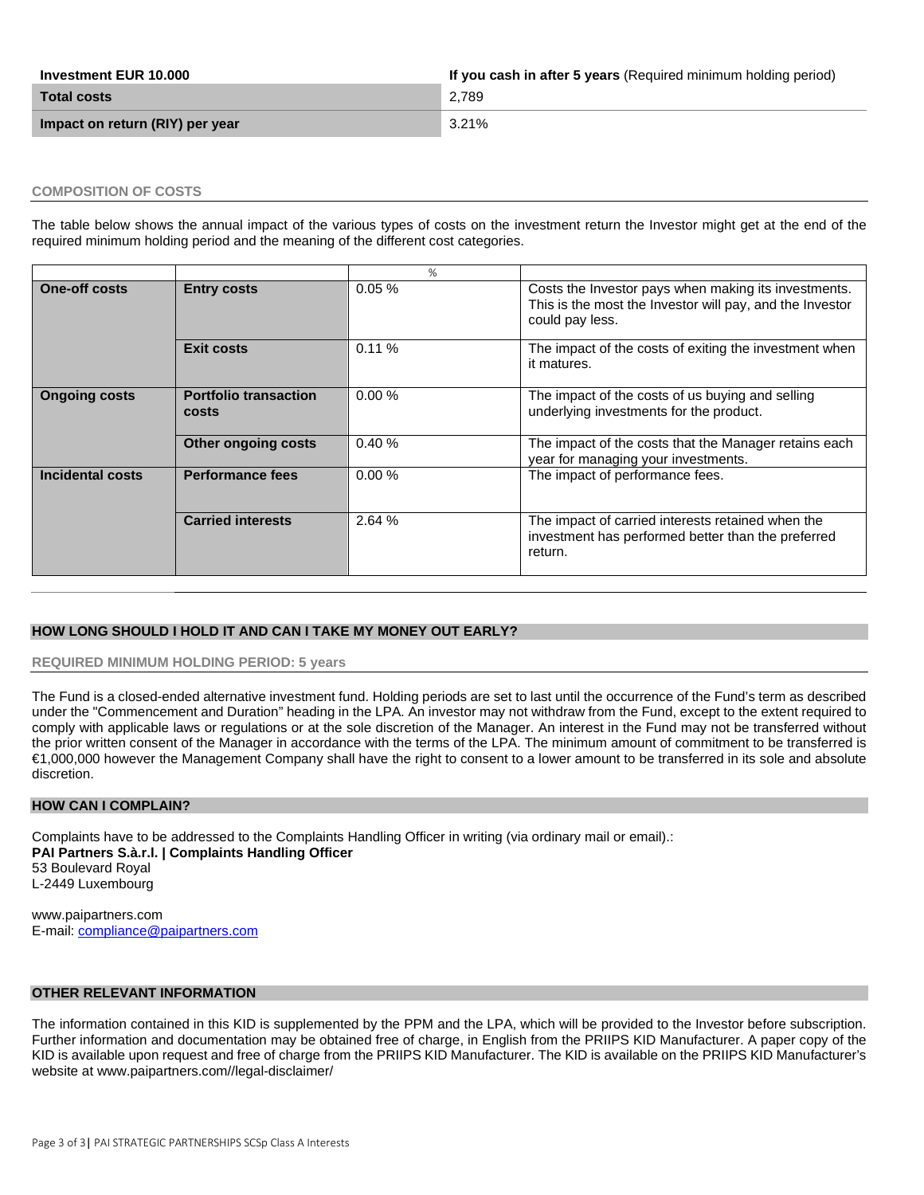| Investment EUR 10.000 | If you cash in after 5 years (Required minimum holding period) |
| --- | --- |
| **Total costs** | 2,789 |
| **Impact on return (RIY) per year** | 3.21% |

### COMPOSITION OF COSTS

The table below shows the annual impact of the various types of costs on the investment return the Investor might get at the end of the required minimum holding period and the meaning of the different cost categories.

| | | % | |
| --- | --- | --- | --- |
| **One-off costs** | **Entry costs** | 0.05 % | Costs the Investor pays when making its investments. This is the most the Investor will pay, and the Investor could pay less. |
| | **Exit costs** | 0.11 % | The impact of the costs of exiting the investment when it matures. |
| **Ongoing costs** | **Portfolio transaction costs** | 0.00 % | The impact of the costs of us buying and selling underlying investments for the product. |
| | **Other ongoing costs** | 0.40 % | The impact of the costs that the Manager retains each year for managing your investments. |
| **Incidental costs** | **Performance fees** | 0.00 % | The impact of performance fees. |
| | **Carried interests** | 2.64 % | The impact of carried interests retained when the investment has performed better than the preferred return. |

## HOW LONG SHOULD I HOLD IT AND CAN I TAKE MY MONEY OUT EARLY?

### REQUIRED MINIMUM HOLDING PERIOD: 5 years

The Fund is a closed-ended alternative investment fund. Holding periods are set to last until the occurrence of the Fund's term as described under the "Commencement and Duration" heading in the LPA. An investor may not withdraw from the Fund, except to the extent required to comply with applicable laws or regulations or at the sole discretion of the Manager. An interest in the Fund may not be transferred without the prior written consent of the Manager in accordance with the terms of the LPA. The minimum amount of commitment to be transferred is €1,000,000 however the Management Company shall have the right to consent to a lower amount to be transferred in its sole and absolute discretion.

## HOW CAN I COMPLAIN?

Complaints have to be addressed to the Complaints Handling Officer in writing (via ordinary mail or email).:
**PAI Partners S.à.r.l. | Complaints Handling Officer**
53 Boulevard Royal
L-2449 Luxembourg

www.paipartners.com
E-mail: compliance@paipartners.com

## OTHER RELEVANT INFORMATION

The information contained in this KID is supplemented by the PPM and the LPA, which will be provided to the Investor before subscription. Further information and documentation may be obtained free of charge, in English from the PRIIPS KID Manufacturer. A paper copy of the KID is available upon request and free of charge from the PRIIPS KID Manufacturer. The KID is available on the PRIIPS KID Manufacturer's website at www.paipartners.com//legal-disclaimer/